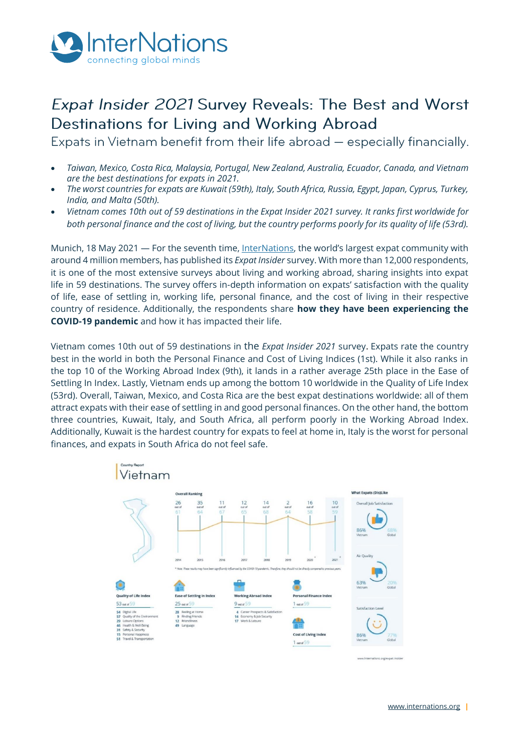# *Expat Insider 2021* Survey Reveals: The Best and Worst Destinations for Living and Working Abroad

Expats in Vietnam benefit from their life abroad — especially financially.

- *Taiwan, Mexico, Costa Rica, Malaysia, Portugal, New Zealand, Australia, Ecuador, Canada, and Vietnam are the best destinations for expats in 2021.*
- *The worst countries for expats are Kuwait (59th), Italy, South Africa, Russia, Egypt, Japan, Cyprus, Turkey, India, and Malta (50th).*
- *Vietnam comes 10th out of 59 destinations in the Expat Insider 2021 survey. It ranks first worldwide for both personal finance and the cost of living, but the country performs poorly for its quality of life (53rd).*

Munich, 18 May 2021 — For the seventh time, InterNations, the world's largest expat community with around 4 million members, has published its *Expat Insider* survey. With more than 12,000 respondents, it is one of the most extensive surveys about living and working abroad, sharing insights into expat life in 59 destinations. The survey offers in-depth information on expats' satisfaction with the quality of life, ease of settling in, working life, personal finance, and the cost of living in their respective country of residence. Additionally, the respondents share **how they have been experiencing the COVID-19 pandemic** and how it has impacted their life.

Vietnam comes 10th out of 59 destinations in the *Expat Insider 2021* survey. Expats rate the country best in the world in both the Personal Finance and Cost of Living Indices (1st). While it also ranks in the top 10 of the Working Abroad Index (9th), it lands in a rather average 25th place in the Ease of Settling In Index. Lastly, Vietnam ends up among the bottom 10 worldwide in the Quality of Life Index (53rd). Overall, Taiwan, Mexico, and Costa Rica are the best expat destinations worldwide: all of them attract expats with their ease of settling in and good personal finances. On the other hand, the bottom three countries, Kuwait, Italy, and South Africa, all perform poorly in the Working Abroad Index. Additionally, Kuwait is the hardest country for expats to feel at home in, Italy is the worst for personal finances, and expats in South Africa do not feel safe.

Country Report

## Vietnam

**Overall Ranking**

| 2014 | 2015 | 2016 | 2017 | 2018 | 2019 | 2020* | 2021* |
|---|---|---|---|---|---|---|---|
| 26 out of 61 | 35 out of 64 | 11 out of 67 | 12 out of 65 | 14 out of 68 | 2 out of 64 | 16 out of 58 | 10 out of 59 |

\* Note: These results may have been significantly influenced by the COVID-19 pandemic. Therefore, they should not be directly compared to previous years.

**Quality of Life Index**
53 out of 59
- 54 Digital Life
- 57 Quality of the Environment
- 29 Leisure Options
- 46 Health & Well-Being
- 31 Safety & Security
- 15 Personal Happiness
- 51 Travel & Transportation

**Ease of Settling In Index**
25 out of 59
- 28 Feeling at Home
- 9 Finding Friends
- 12 Friendliness
- 49 Language

**Working Abroad Index**
9 out of 59
- 4 Career Prospects & Satisfaction
- 14 Economy & Job Security
- 17 Work & Leisure

**Personal Finance Index**
1 out of 59

**Cost of Living Index**
1 out of 59

**What Expats (Dis)Like**

| | Vietnam | Global |
|---|---|---|
| Overall Job Satisfaction | 86% | 65% |
| Air Quality | 63% | 20% |
| Satisfaction Level | 86% | 77% |

www.internations.org/expat-insider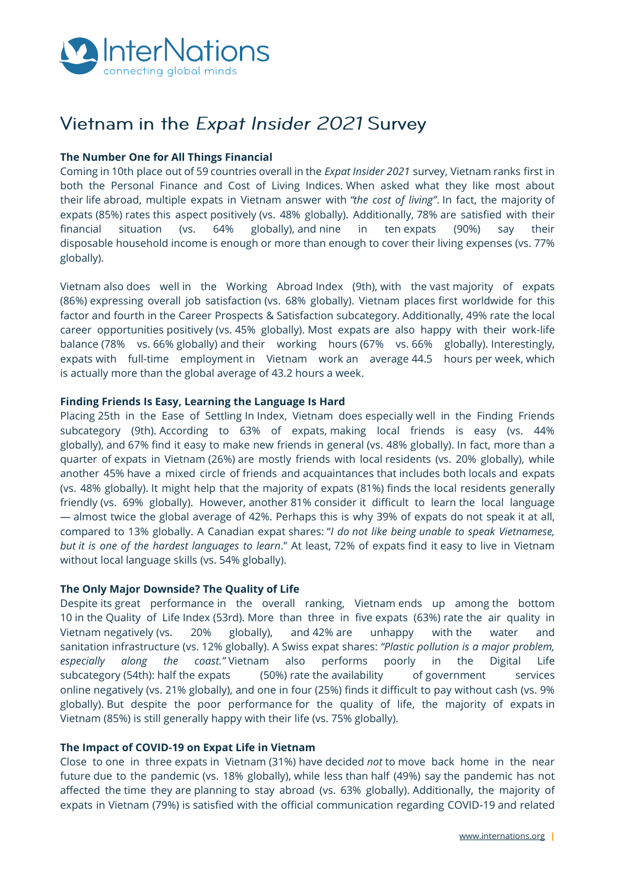# Vietnam in the *Expat Insider 2021* Survey

**The Number One for All Things Financial**

Coming in 10th place out of 59 countries overall in the *Expat Insider 2021* survey, Vietnam ranks first in both the Personal Finance and Cost of Living Indices. When asked what they like most about their life abroad, multiple expats in Vietnam answer with *"the cost of living"*. In fact, the majority of expats (85%) rates this aspect positively (vs. 48% globally). Additionally, 78% are satisfied with their financial situation (vs. 64% globally), and nine in ten expats (90%) say their disposable household income is enough or more than enough to cover their living expenses (vs. 77% globally).

Vietnam also does well in the Working Abroad Index (9th), with the vast majority of expats (86%) expressing overall job satisfaction (vs. 68% globally). Vietnam places first worldwide for this factor and fourth in the Career Prospects & Satisfaction subcategory. Additionally, 49% rate the local career opportunities positively (vs. 45% globally). Most expats are also happy with their work-life balance (78% vs. 66% globally) and their working hours (67% vs. 66% globally). Interestingly, expats with full-time employment in Vietnam work an average 44.5 hours per week, which is actually more than the global average of 43.2 hours a week.

**Finding Friends Is Easy, Learning the Language Is Hard**

Placing 25th in the Ease of Settling In Index, Vietnam does especially well in the Finding Friends subcategory (9th). According to 63% of expats, making local friends is easy (vs. 44% globally), and 67% find it easy to make new friends in general (vs. 48% globally). In fact, more than a quarter of expats in Vietnam (26%) are mostly friends with local residents (vs. 20% globally), while another 45% have a mixed circle of friends and acquaintances that includes both locals and expats (vs. 48% globally). It might help that the majority of expats (81%) finds the local residents generally friendly (vs. 69% globally). However, another 81% consider it difficult to learn the local language — almost twice the global average of 42%. Perhaps this is why 39% of expats do not speak it at all, compared to 13% globally. A Canadian expat shares: "*I do not like being unable to speak Vietnamese, but it is one of the hardest languages to learn*." At least, 72% of expats find it easy to live in Vietnam without local language skills (vs. 54% globally).

**The Only Major Downside? The Quality of Life**

Despite its great performance in the overall ranking, Vietnam ends up among the bottom 10 in the Quality of Life Index (53rd). More than three in five expats (63%) rate the air quality in Vietnam negatively (vs. 20% globally), and 42% are unhappy with the water and sanitation infrastructure (vs. 12% globally). A Swiss expat shares: *"Plastic pollution is a major problem, especially along the coast."* Vietnam also performs poorly in the Digital Life subcategory (54th): half the expats (50%) rate the availability of government services online negatively (vs. 21% globally), and one in four (25%) finds it difficult to pay without cash (vs. 9% globally). But despite the poor performance for the quality of life, the majority of expats in Vietnam (85%) is still generally happy with their life (vs. 75% globally).

**The Impact of COVID-19 on Expat Life in Vietnam**

Close to one in three expats in Vietnam (31%) have decided *not* to move back home in the near future due to the pandemic (vs. 18% globally), while less than half (49%) say the pandemic has not affected the time they are planning to stay abroad (vs. 63% globally). Additionally, the majority of expats in Vietnam (79%) is satisfied with the official communication regarding COVID-19 and related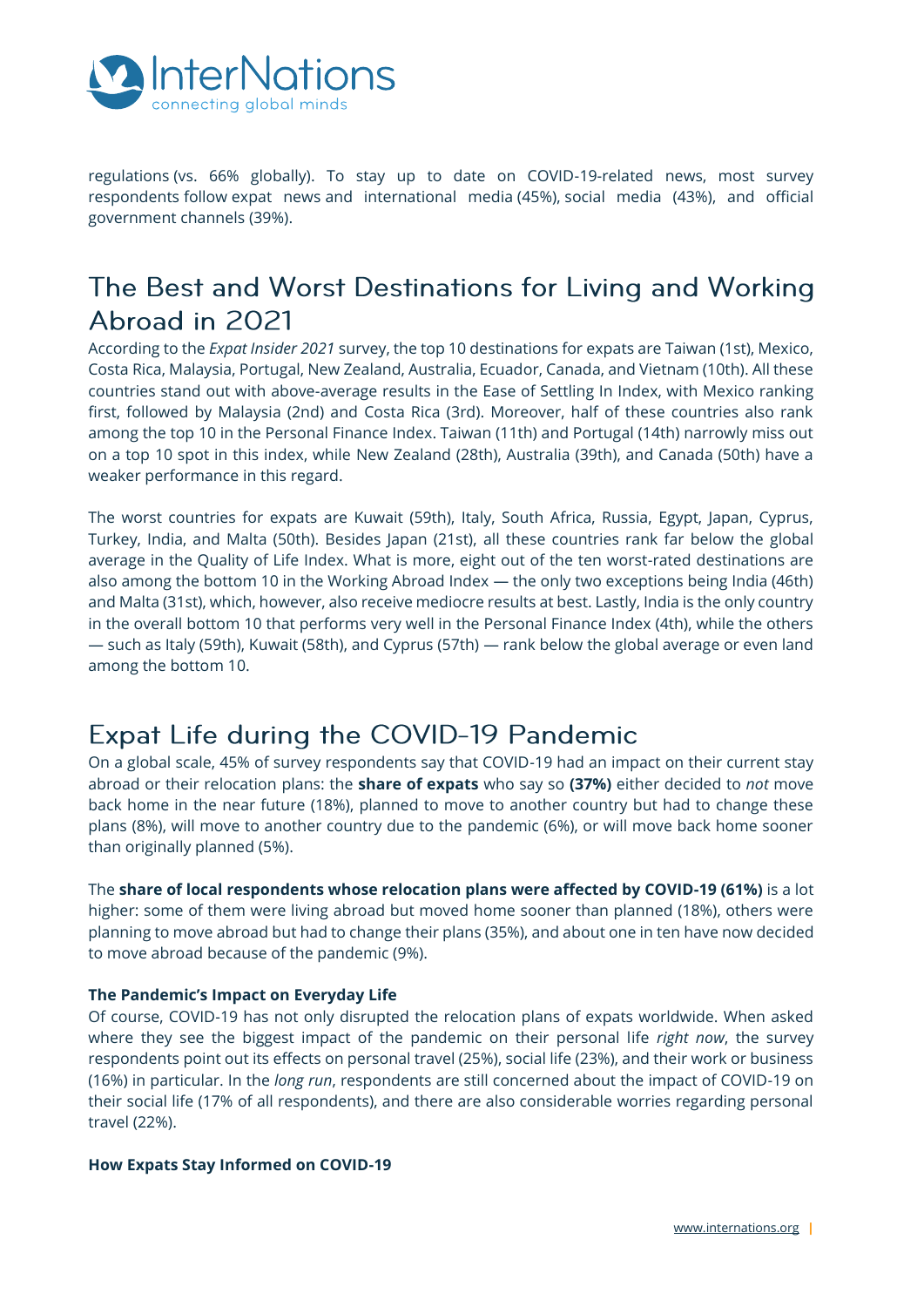regulations (vs. 66% globally). To stay up to date on COVID-19-related news, most survey respondents follow expat news and international media (45%), social media (43%), and official government channels (39%).

## The Best and Worst Destinations for Living and Working Abroad in 2021

According to the *Expat Insider 2021* survey, the top 10 destinations for expats are Taiwan (1st), Mexico, Costa Rica, Malaysia, Portugal, New Zealand, Australia, Ecuador, Canada, and Vietnam (10th). All these countries stand out with above-average results in the Ease of Settling In Index, with Mexico ranking first, followed by Malaysia (2nd) and Costa Rica (3rd). Moreover, half of these countries also rank among the top 10 in the Personal Finance Index. Taiwan (11th) and Portugal (14th) narrowly miss out on a top 10 spot in this index, while New Zealand (28th), Australia (39th), and Canada (50th) have a weaker performance in this regard.

The worst countries for expats are Kuwait (59th), Italy, South Africa, Russia, Egypt, Japan, Cyprus, Turkey, India, and Malta (50th). Besides Japan (21st), all these countries rank far below the global average in the Quality of Life Index. What is more, eight out of the ten worst-rated destinations are also among the bottom 10 in the Working Abroad Index — the only two exceptions being India (46th) and Malta (31st), which, however, also receive mediocre results at best. Lastly, India is the only country in the overall bottom 10 that performs very well in the Personal Finance Index (4th), while the others — such as Italy (59th), Kuwait (58th), and Cyprus (57th) — rank below the global average or even land among the bottom 10.

## Expat Life during the COVID-19 Pandemic

On a global scale, 45% of survey respondents say that COVID-19 had an impact on their current stay abroad or their relocation plans: the **share of expats** who say so **(37%)** either decided to *not* move back home in the near future (18%), planned to move to another country but had to change these plans (8%), will move to another country due to the pandemic (6%), or will move back home sooner than originally planned (5%).

The **share of local respondents whose relocation plans were affected by COVID-19 (61%)** is a lot higher: some of them were living abroad but moved home sooner than planned (18%), others were planning to move abroad but had to change their plans (35%), and about one in ten have now decided to move abroad because of the pandemic (9%).

### The Pandemic's Impact on Everyday Life

Of course, COVID-19 has not only disrupted the relocation plans of expats worldwide. When asked where they see the biggest impact of the pandemic on their personal life *right now*, the survey respondents point out its effects on personal travel (25%), social life (23%), and their work or business (16%) in particular. In the *long run*, respondents are still concerned about the impact of COVID-19 on their social life (17% of all respondents), and there are also considerable worries regarding personal travel (22%).

### How Expats Stay Informed on COVID-19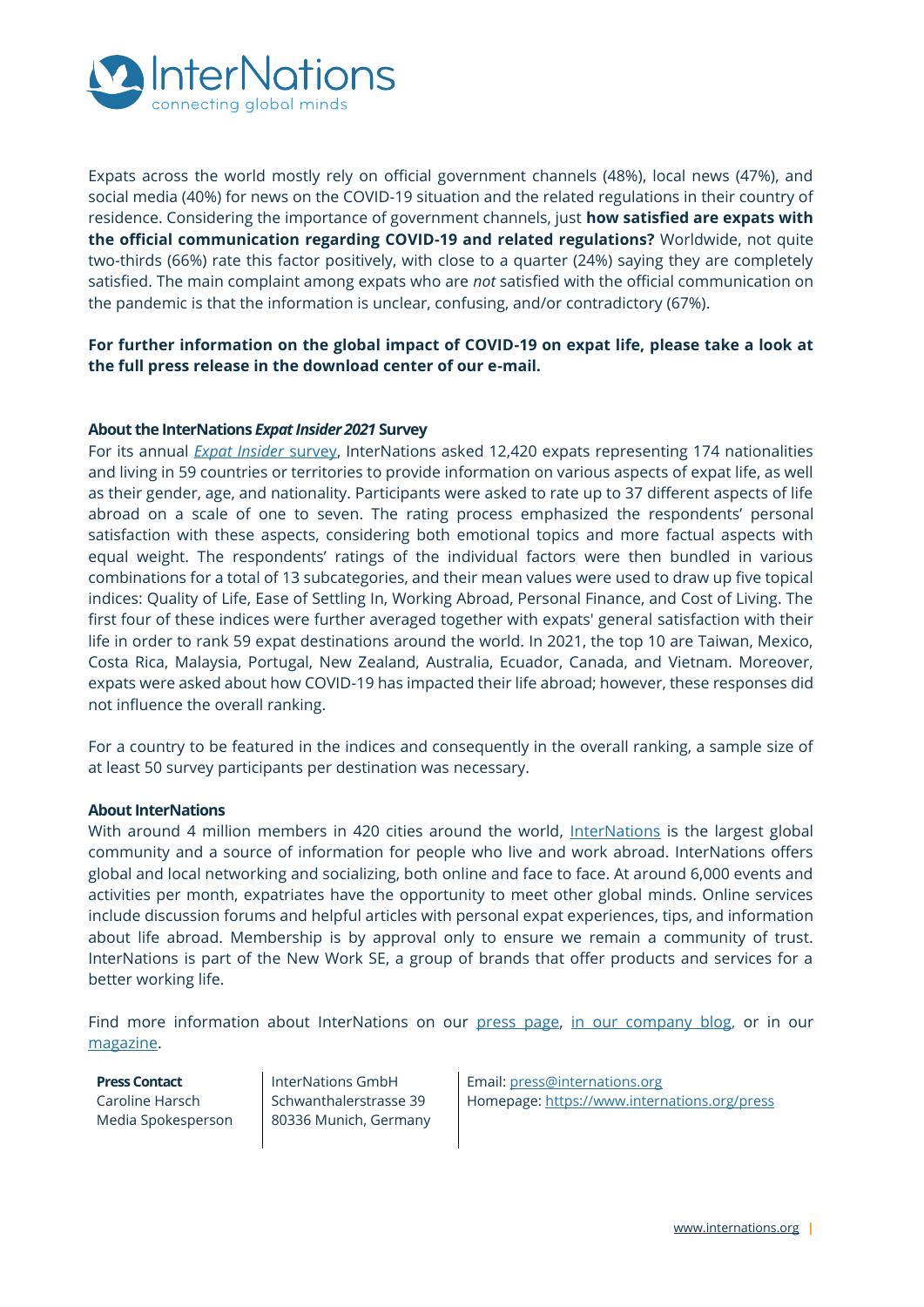Expats across the world mostly rely on official government channels (48%), local news (47%), and social media (40%) for news on the COVID-19 situation and the related regulations in their country of residence. Considering the importance of government channels, just **how satisfied are expats with the official communication regarding COVID-19 and related regulations?** Worldwide, not quite two-thirds (66%) rate this factor positively, with close to a quarter (24%) saying they are completely satisfied. The main complaint among expats who are *not* satisfied with the official communication on the pandemic is that the information is unclear, confusing, and/or contradictory (67%).

**For further information on the global impact of COVID-19 on expat life, please take a look at the full press release in the download center of our e-mail.**

**About the InterNations *Expat Insider 2021* Survey**

For its annual [*Expat Insider* survey](), InterNations asked 12,420 expats representing 174 nationalities and living in 59 countries or territories to provide information on various aspects of expat life, as well as their gender, age, and nationality. Participants were asked to rate up to 37 different aspects of life abroad on a scale of one to seven. The rating process emphasized the respondents' personal satisfaction with these aspects, considering both emotional topics and more factual aspects with equal weight. The respondents' ratings of the individual factors were then bundled in various combinations for a total of 13 subcategories, and their mean values were used to draw up five topical indices: Quality of Life, Ease of Settling In, Working Abroad, Personal Finance, and Cost of Living. The first four of these indices were further averaged together with expats' general satisfaction with their life in order to rank 59 expat destinations around the world. In 2021, the top 10 are Taiwan, Mexico, Costa Rica, Malaysia, Portugal, New Zealand, Australia, Ecuador, Canada, and Vietnam. Moreover, expats were asked about how COVID-19 has impacted their life abroad; however, these responses did not influence the overall ranking.

For a country to be featured in the indices and consequently in the overall ranking, a sample size of at least 50 survey participants per destination was necessary.

**About InterNations**

With around 4 million members in 420 cities around the world, InterNations is the largest global community and a source of information for people who live and work abroad. InterNations offers global and local networking and socializing, both online and face to face. At around 6,000 events and activities per month, expatriates have the opportunity to meet other global minds. Online services include discussion forums and helpful articles with personal expat experiences, tips, and information about life abroad. Membership is by approval only to ensure we remain a community of trust. InterNations is part of the New Work SE, a group of brands that offer products and services for a better working life.

Find more information about InterNations on our press page, in our company blog, or in our magazine.

**Press Contact**
Caroline Harsch
Media Spokesperson

InterNations GmbH
Schwanthalerstrasse 39
80336 Munich, Germany

Email: press@internations.org
Homepage: https://www.internations.org/press